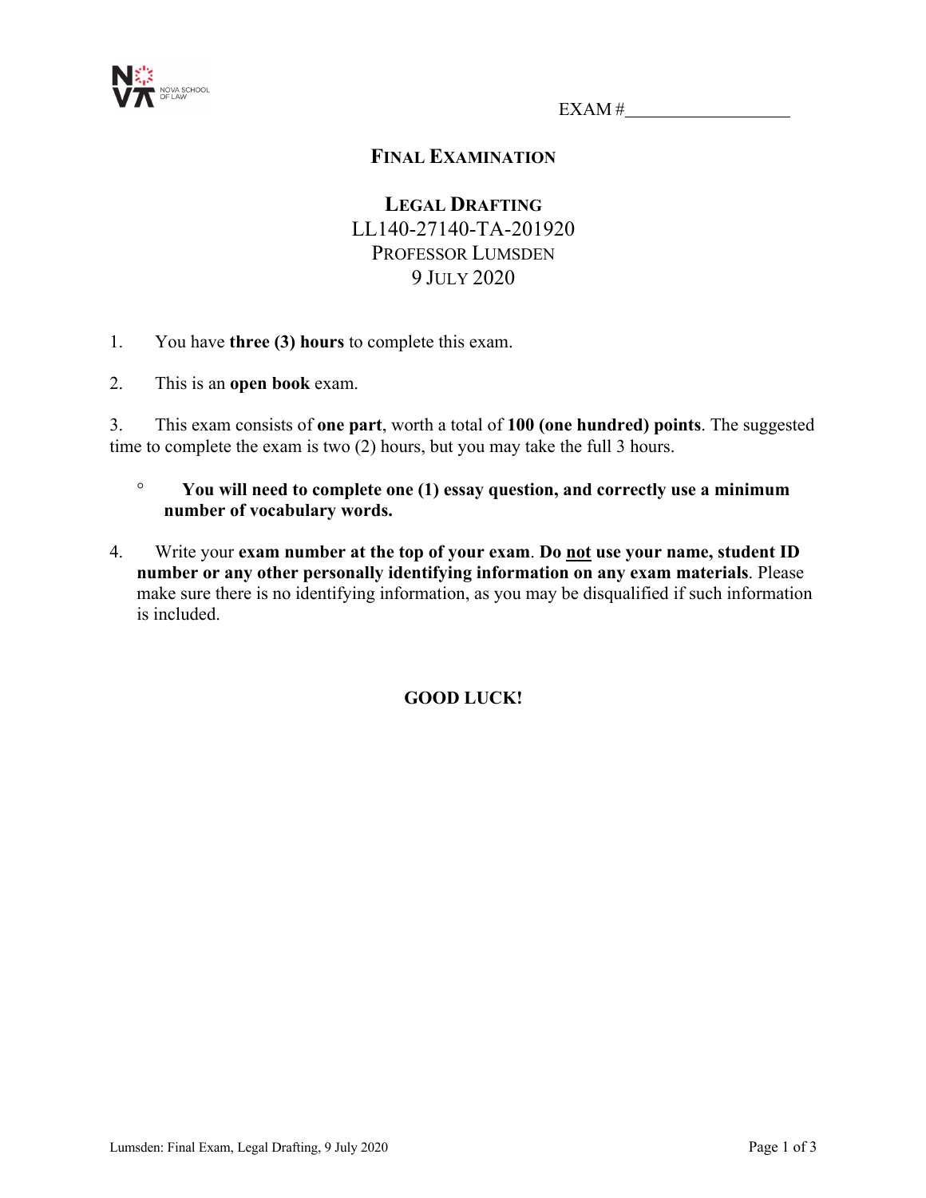EXAM #__________________

# FINAL EXAMINATION

## LEGAL DRAFTING

LL140-27140-TA-201920

PROFESSOR LUMSDEN

9 JULY 2020

1. You have **three (3) hours** to complete this exam.

2. This is an **open book** exam.

3. This exam consists of **one part**, worth a total of **100 (one hundred) points**. The suggested time to complete the exam is two (2) hours, but you may take the full 3 hours.

   - **You will need to complete one (1) essay question, and correctly use a minimum number of vocabulary words.**

4. Write your **exam number at the top of your exam**. **Do <u>not</u> use your name, student ID number or any other personally identifying information on any exam materials**. Please make sure there is no identifying information, as you may be disqualified if such information is included.

**GOOD LUCK!**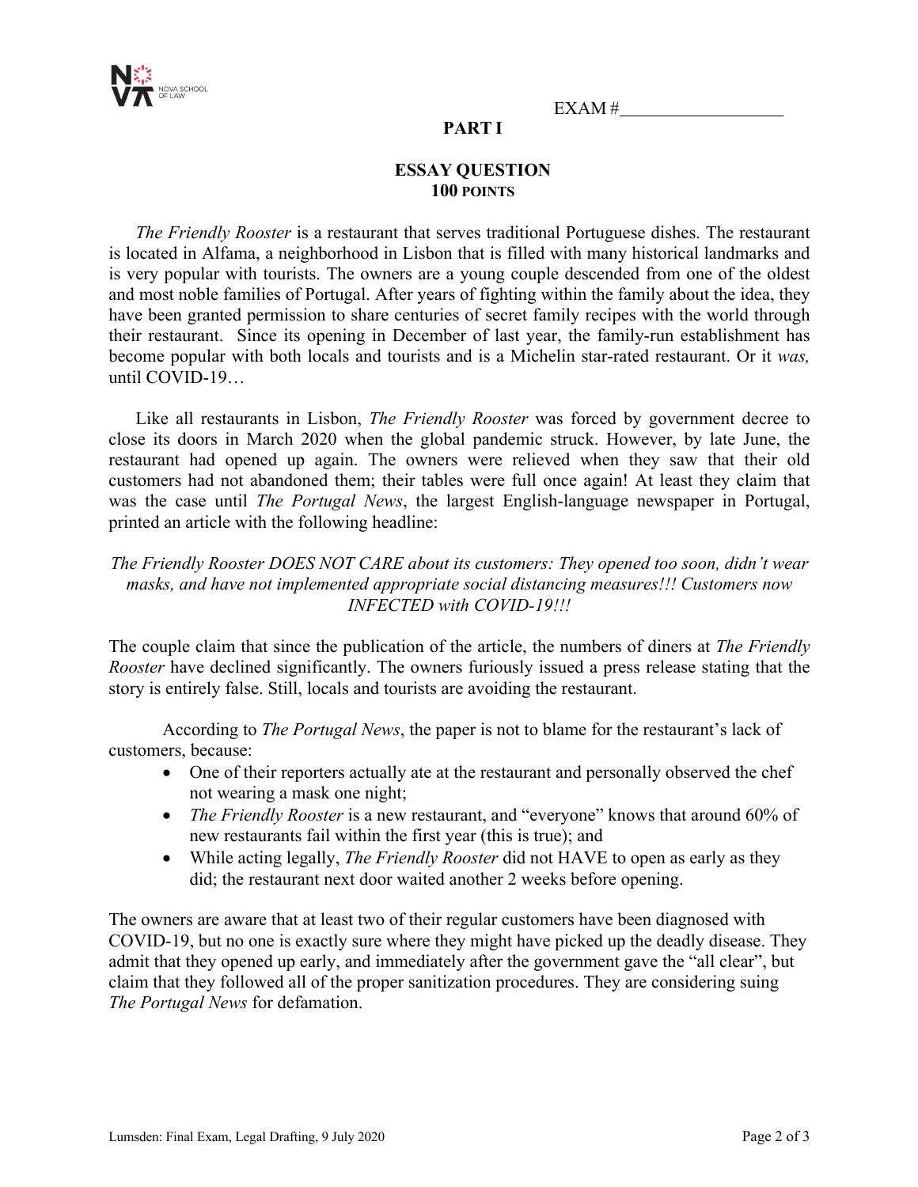EXAM #\_\_\_\_\_\_\_\_\_\_\_\_\_\_\_\_\_\_

## PART I

### ESSAY QUESTION
**100 POINTS**

*The Friendly Rooster* is a restaurant that serves traditional Portuguese dishes. The restaurant is located in Alfama, a neighborhood in Lisbon that is filled with many historical landmarks and is very popular with tourists. The owners are a young couple descended from one of the oldest and most noble families of Portugal. After years of fighting within the family about the idea, they have been granted permission to share centuries of secret family recipes with the world through their restaurant. Since its opening in December of last year, the family-run establishment has become popular with both locals and tourists and is a Michelin star-rated restaurant. Or it *was,* until COVID-19…

Like all restaurants in Lisbon, *The Friendly Rooster* was forced by government decree to close its doors in March 2020 when the global pandemic struck. However, by late June, the restaurant had opened up again. The owners were relieved when they saw that their old customers had not abandoned them; their tables were full once again! At least they claim that was the case until *The Portugal News*, the largest English-language newspaper in Portugal, printed an article with the following headline:

*The Friendly Rooster DOES NOT CARE about its customers: They opened too soon, didn't wear masks, and have not implemented appropriate social distancing measures!!! Customers now INFECTED with COVID-19!!!*

The couple claim that since the publication of the article, the numbers of diners at *The Friendly Rooster* have declined significantly. The owners furiously issued a press release stating that the story is entirely false. Still, locals and tourists are avoiding the restaurant.

According to *The Portugal News*, the paper is not to blame for the restaurant's lack of customers, because:

- One of their reporters actually ate at the restaurant and personally observed the chef not wearing a mask one night;
- *The Friendly Rooster* is a new restaurant, and "everyone" knows that around 60% of new restaurants fail within the first year (this is true); and
- While acting legally, *The Friendly Rooster* did not HAVE to open as early as they did; the restaurant next door waited another 2 weeks before opening.

The owners are aware that at least two of their regular customers have been diagnosed with COVID-19, but no one is exactly sure where they might have picked up the deadly disease. They admit that they opened up early, and immediately after the government gave the "all clear", but claim that they followed all of the proper sanitization procedures. They are considering suing *The Portugal News* for defamation.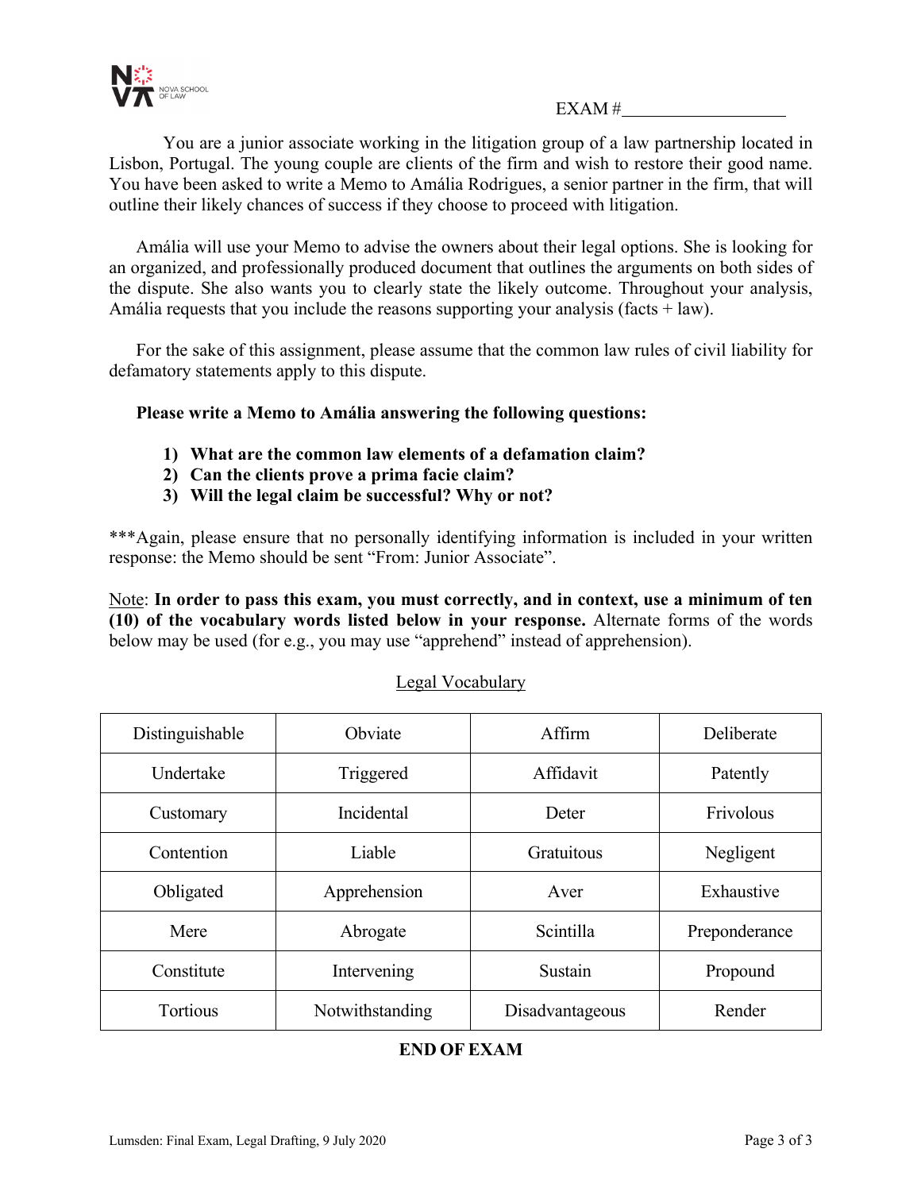EXAM #__________________

You are a junior associate working in the litigation group of a law partnership located in Lisbon, Portugal. The young couple are clients of the firm and wish to restore their good name. You have been asked to write a Memo to Amália Rodrigues, a senior partner in the firm, that will outline their likely chances of success if they choose to proceed with litigation.

Amália will use your Memo to advise the owners about their legal options. She is looking for an organized, and professionally produced document that outlines the arguments on both sides of the dispute. She also wants you to clearly state the likely outcome. Throughout your analysis, Amália requests that you include the reasons supporting your analysis (facts + law).

For the sake of this assignment, please assume that the common law rules of civil liability for defamatory statements apply to this dispute.

**Please write a Memo to Amália answering the following questions:**

1) **What are the common law elements of a defamation claim?**
2) **Can the clients prove a prima facie claim?**
3) **Will the legal claim be successful? Why or not?**

***Again, please ensure that no personally identifying information is included in your written response: the Memo should be sent "From: Junior Associate".

Note: **In order to pass this exam, you must correctly, and in context, use a minimum of ten (10) of the vocabulary words listed below in your response.** Alternate forms of the words below may be used (for e.g., you may use "apprehend" instead of apprehension).

Legal Vocabulary

| | | | |
|---|---|---|---|
| Distinguishable | Obviate | Affirm | Deliberate |
| Undertake | Triggered | Affidavit | Patently |
| Customary | Incidental | Deter | Frivolous |
| Contention | Liable | Gratuitous | Negligent |
| Obligated | Apprehension | Aver | Exhaustive |
| Mere | Abrogate | Scintilla | Preponderance |
| Constitute | Intervening | Sustain | Propound |
| Tortious | Notwithstanding | Disadvantageous | Render |

**END OF EXAM**